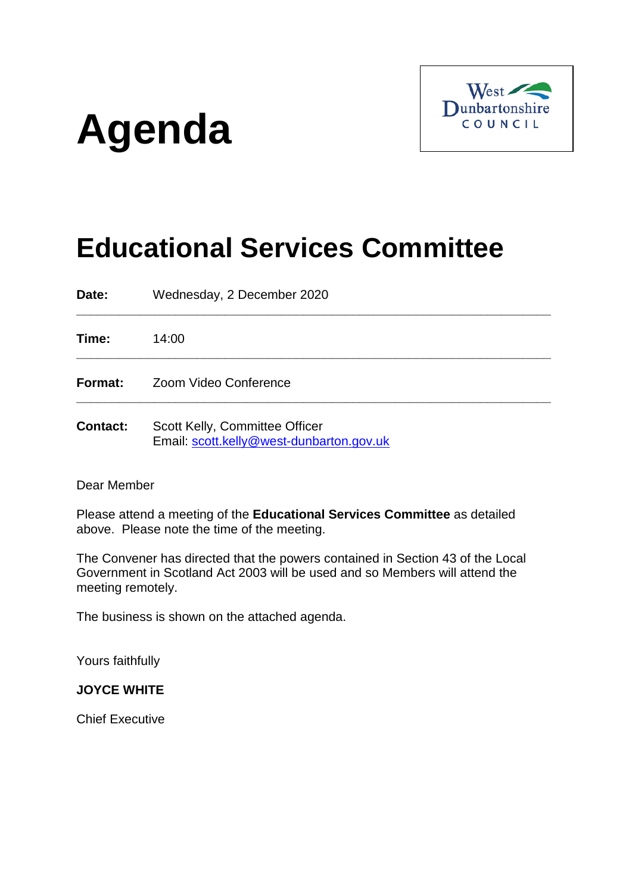# Agenda

West Dunbartonshire COUNCIL

## Educational Services Committee

**Date:** Wednesday, 2 December 2020

---

**Time:** 14:00

---

**Format:** Zoom Video Conference

---

**Contact:** Scott Kelly, Committee Officer
Email: scott.kelly@west-dunbarton.gov.uk

Dear Member

Please attend a meeting of the **Educational Services Committee** as detailed above. Please note the time of the meeting.

The Convener has directed that the powers contained in Section 43 of the Local Government in Scotland Act 2003 will be used and so Members will attend the meeting remotely.

The business is shown on the attached agenda.

Yours faithfully

**JOYCE WHITE**

Chief Executive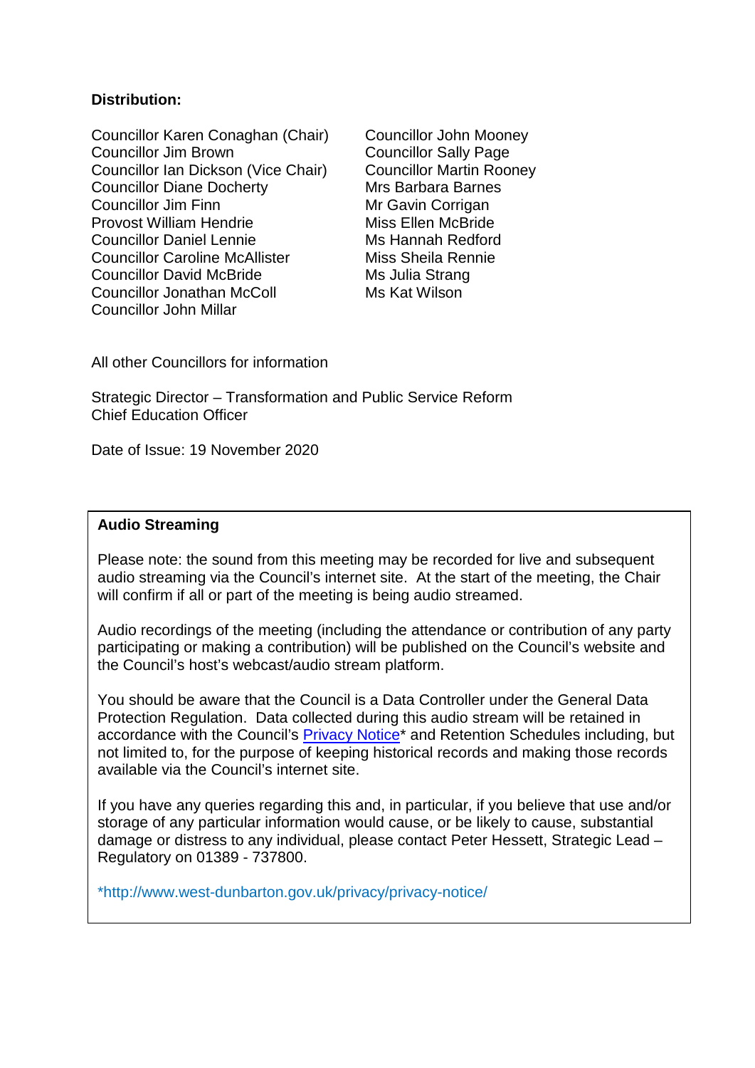**Distribution:**

Councillor Karen Conaghan (Chair)
Councillor Jim Brown
Councillor Ian Dickson (Vice Chair)
Councillor Diane Docherty
Councillor Jim Finn
Provost William Hendrie
Councillor Daniel Lennie
Councillor Caroline McAllister
Councillor David McBride
Councillor Jonathan McColl
Councillor John Millar
Councillor John Mooney
Councillor Sally Page
Councillor Martin Rooney
Mrs Barbara Barnes
Mr Gavin Corrigan
Miss Ellen McBride
Ms Hannah Redford
Miss Sheila Rennie
Ms Julia Strang
Ms Kat Wilson

All other Councillors for information

Strategic Director – Transformation and Public Service Reform
Chief Education Officer

Date of Issue: 19 November 2020

**Audio Streaming**

Please note: the sound from this meeting may be recorded for live and subsequent audio streaming via the Council's internet site. At the start of the meeting, the Chair will confirm if all or part of the meeting is being audio streamed.

Audio recordings of the meeting (including the attendance or contribution of any party participating or making a contribution) will be published on the Council's website and the Council's host's webcast/audio stream platform.

You should be aware that the Council is a Data Controller under the General Data Protection Regulation. Data collected during this audio stream will be retained in accordance with the Council's Privacy Notice* and Retention Schedules including, but not limited to, for the purpose of keeping historical records and making those records available via the Council's internet site.

If you have any queries regarding this and, in particular, if you believe that use and/or storage of any particular information would cause, or be likely to cause, substantial damage or distress to any individual, please contact Peter Hessett, Strategic Lead – Regulatory on 01389 - 737800.

*http://www.west-dunbarton.gov.uk/privacy/privacy-notice/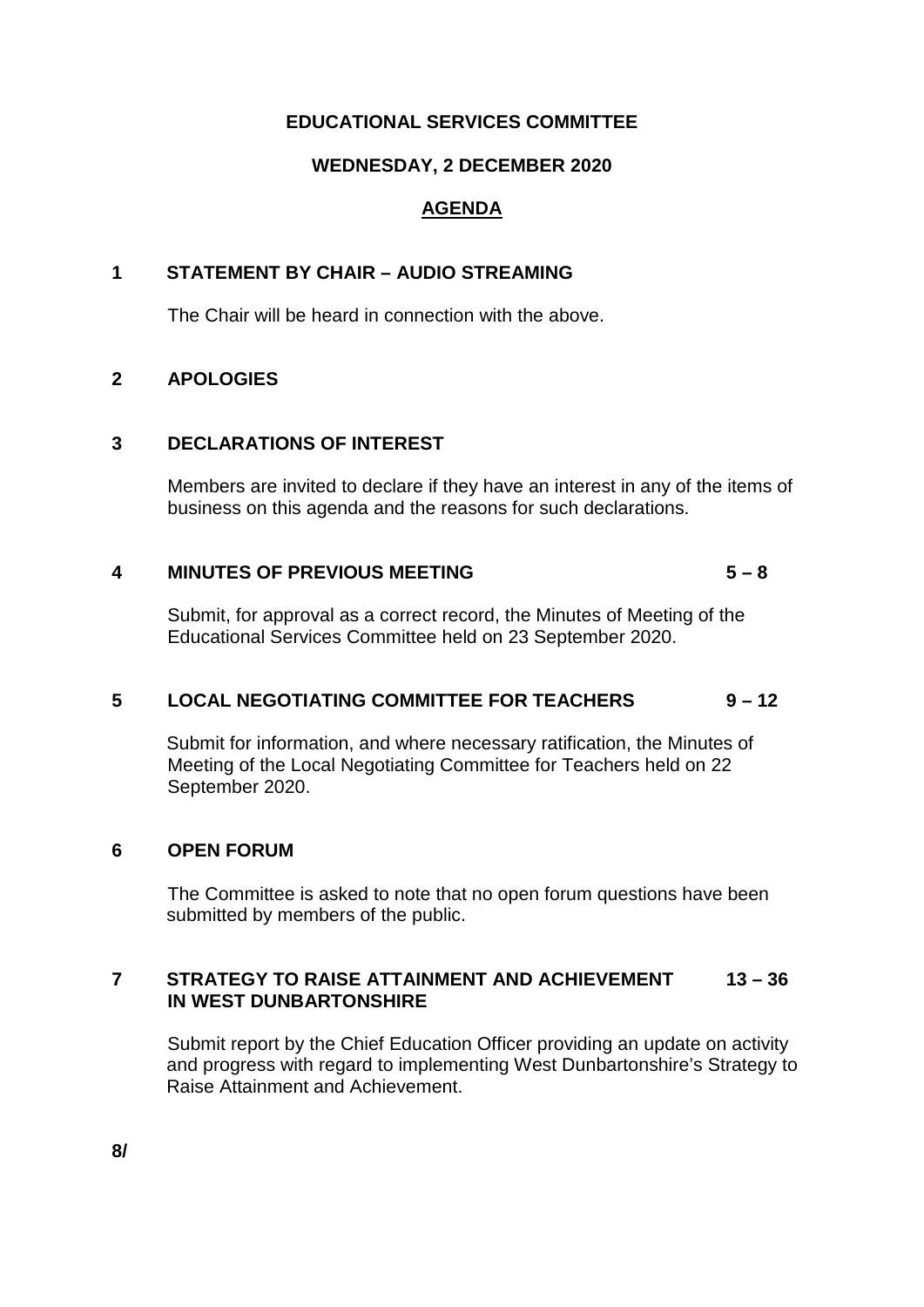**EDUCATIONAL SERVICES COMMITTEE**

**WEDNESDAY, 2 DECEMBER 2020**

**AGENDA**

**1 STATEMENT BY CHAIR – AUDIO STREAMING**

The Chair will be heard in connection with the above.

**2 APOLOGIES**

**3 DECLARATIONS OF INTEREST**

Members are invited to declare if they have an interest in any of the items of business on this agenda and the reasons for such declarations.

**4 MINUTES OF PREVIOUS MEETING 5 – 8**

Submit, for approval as a correct record, the Minutes of Meeting of the Educational Services Committee held on 23 September 2020.

**5 LOCAL NEGOTIATING COMMITTEE FOR TEACHERS 9 – 12**

Submit for information, and where necessary ratification, the Minutes of Meeting of the Local Negotiating Committee for Teachers held on 22 September 2020.

**6 OPEN FORUM**

The Committee is asked to note that no open forum questions have been submitted by members of the public.

**7 STRATEGY TO RAISE ATTAINMENT AND ACHIEVEMENT IN WEST DUNBARTONSHIRE 13 – 36**

Submit report by the Chief Education Officer providing an update on activity and progress with regard to implementing West Dunbartonshire's Strategy to Raise Attainment and Achievement.

**8/**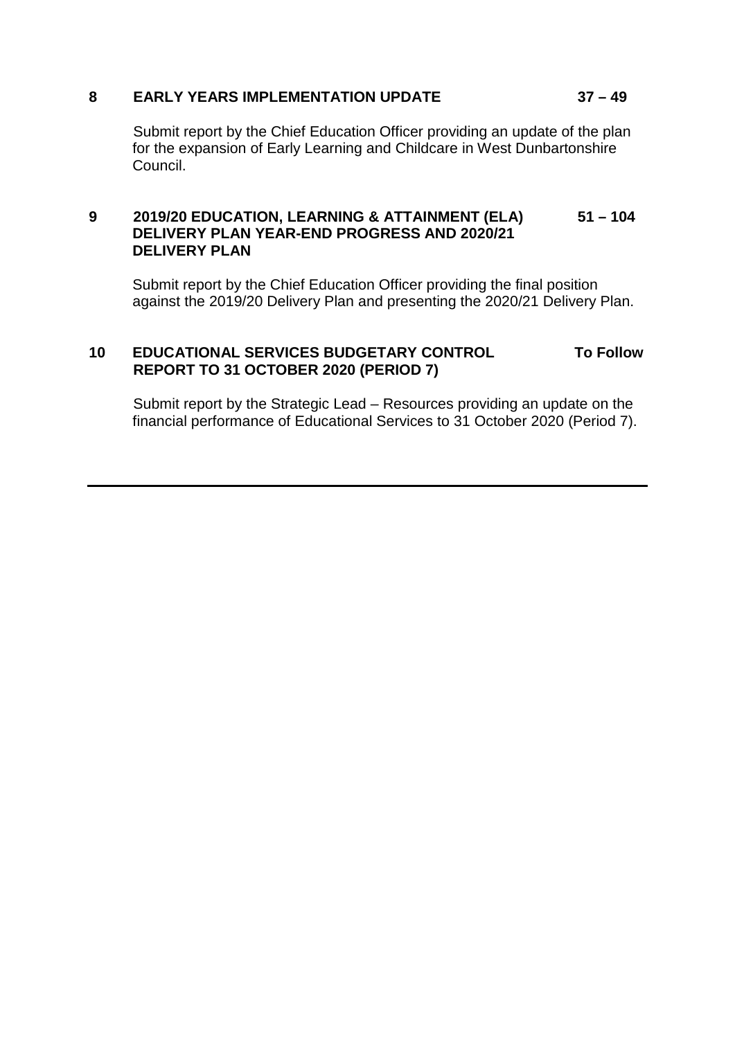**8 EARLY YEARS IMPLEMENTATION UPDATE 37 – 49**

Submit report by the Chief Education Officer providing an update of the plan for the expansion of Early Learning and Childcare in West Dunbartonshire Council.

**9 2019/20 EDUCATION, LEARNING & ATTAINMENT (ELA) DELIVERY PLAN YEAR-END PROGRESS AND 2020/21 DELIVERY PLAN 51 – 104**

Submit report by the Chief Education Officer providing the final position against the 2019/20 Delivery Plan and presenting the 2020/21 Delivery Plan.

**10 EDUCATIONAL SERVICES BUDGETARY CONTROL REPORT TO 31 OCTOBER 2020 (PERIOD 7) To Follow**

Submit report by the Strategic Lead – Resources providing an update on the financial performance of Educational Services to 31 October 2020 (Period 7).

---